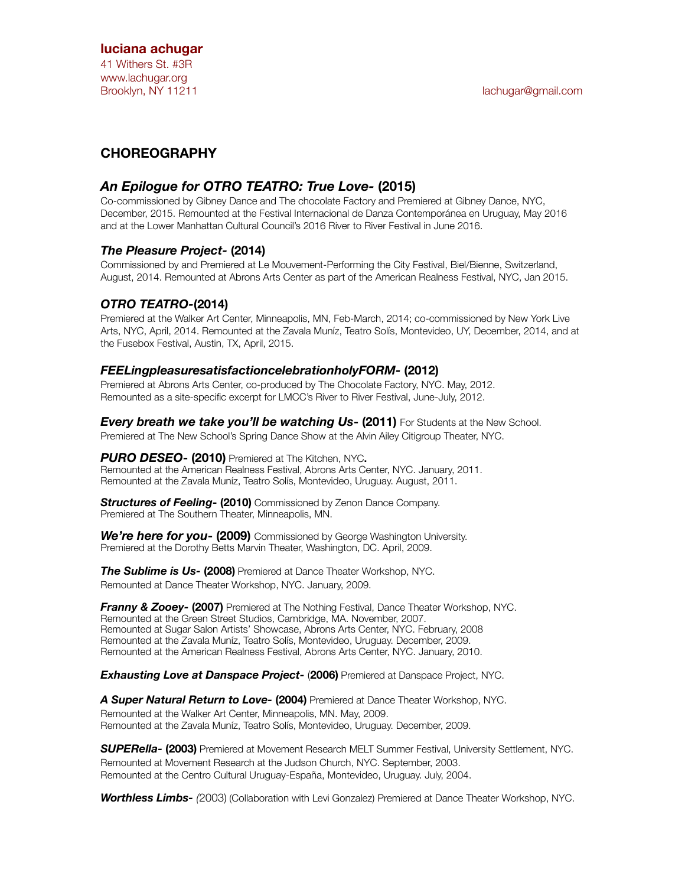**luciana achugar**
41 Withers St. #3R
www.lachugar.org
Brooklyn, NY 11211

lachugar@gmail.com

## CHOREOGRAPHY

### *An Epilogue for OTRO TEATRO: True Love-* (2015)

Co-commissioned by Gibney Dance and The chocolate Factory and Premiered at Gibney Dance, NYC, December, 2015. Remounted at the Festival Internacional de Danza Contemporánea en Uruguay, May 2016 and at the Lower Manhattan Cultural Council's 2016 River to River Festival in June 2016.

### *The Pleasure Project-* (2014)

Commissioned by and Premiered at Le Mouvement-Performing the City Festival, Biel/Bienne, Switzerland, August, 2014. Remounted at Abrons Arts Center as part of the American Realness Festival, NYC, Jan 2015.

### *OTRO TEATRO-*(2014)

Premiered at the Walker Art Center, Minneapolis, MN, Feb-March, 2014; co-commissioned by New York Live Arts, NYC, April, 2014. Remounted at the Zavala Muníz, Teatro Solís, Montevideo, UY, December, 2014, and at the Fusebox Festival, Austin, TX, April, 2015.

### *FEELingpleasuresatisfactioncelebrationholyFORM-* (2012)

Premiered at Abrons Arts Center, co-produced by The Chocolate Factory, NYC. May, 2012.
Remounted as a site-specific excerpt for LMCC's River to River Festival, June-July, 2012.

***Every breath we take you'll be watching Us-* (2011)** For Students at the New School.
Premiered at The New School's Spring Dance Show at the Alvin Ailey Citigroup Theater, NYC.

***PURO DESEO-* (2010)** Premiered at The Kitchen, NYC**.**
Remounted at the American Realness Festival, Abrons Arts Center, NYC. January, 2011.
Remounted at the Zavala Muníz, Teatro Solís, Montevideo, Uruguay. August, 2011.

***Structures of Feeling-* (2010)** Commissioned by Zenon Dance Company.
Premiered at The Southern Theater, Minneapolis, MN.

***We're here for you-* (2009)** Commissioned by George Washington University.
Premiered at the Dorothy Betts Marvin Theater, Washington, DC. April, 2009.

***The Sublime is Us-* (2008)** Premiered at Dance Theater Workshop, NYC.
Remounted at Dance Theater Workshop, NYC. January, 2009.

***Franny & Zooey-* (2007)** Premiered at The Nothing Festival, Dance Theater Workshop, NYC.
Remounted at the Green Street Studios, Cambridge, MA. November, 2007.
Remounted at Sugar Salon Artists' Showcase, Abrons Arts Center, NYC. February, 2008
Remounted at the Zavala Muníz, Teatro Solís, Montevideo, Uruguay. December, 2009.
Remounted at the American Realness Festival, Abrons Arts Center, NYC. January, 2010.

***Exhausting Love at Danspace Project-* (2006)** Premiered at Danspace Project, NYC.

***A Super Natural Return to Love-* (2004)** Premiered at Dance Theater Workshop, NYC.
Remounted at the Walker Art Center, Minneapolis, MN. May, 2009.
Remounted at the Zavala Muníz, Teatro Solís, Montevideo, Uruguay. December, 2009.

***SUPERella-* (2003)** Premiered at Movement Research MELT Summer Festival, University Settlement, NYC.
Remounted at Movement Research at the Judson Church, NYC. September, 2003.
Remounted at the Centro Cultural Uruguay-España, Montevideo, Uruguay. July, 2004.

***Worthless Limbs-*** (2003) (Collaboration with Levi Gonzalez) Premiered at Dance Theater Workshop, NYC.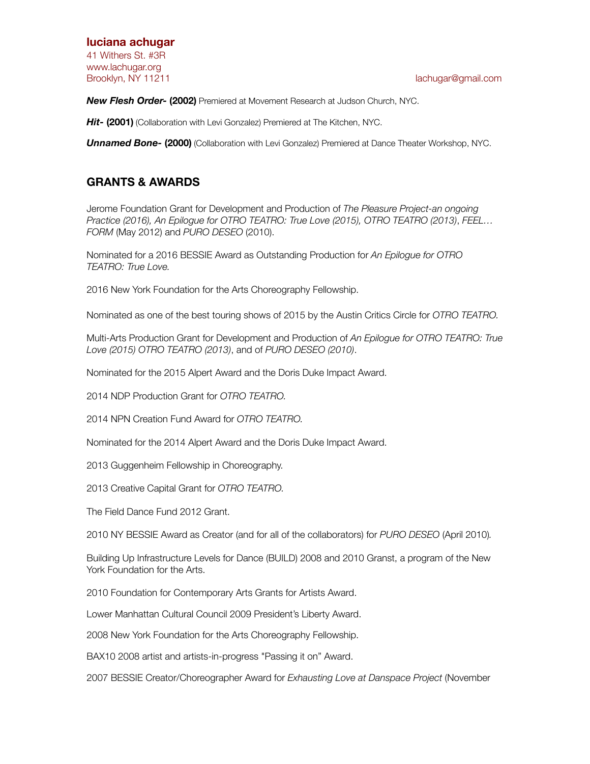**luciana achugar**
41 Withers St. #3R
www.lachugar.org
Brooklyn, NY 11211

lachugar@gmail.com

***New Flesh Order-* (2002)** Premiered at Movement Research at Judson Church, NYC.

***Hit-* (2001)** (Collaboration with Levi Gonzalez) Premiered at The Kitchen, NYC.

***Unnamed Bone-* (2000)** (Collaboration with Levi Gonzalez) Premiered at Dance Theater Workshop, NYC.

## GRANTS & AWARDS

Jerome Foundation Grant for Development and Production of *The Pleasure Project-an ongoing Practice (2016), An Epilogue for OTRO TEATRO: True Love (2015), OTRO TEATRO (2013)*, *FEEL…FORM* (May 2012) and *PURO DESEO* (2010).

Nominated for a 2016 BESSIE Award as Outstanding Production for *An Epilogue for OTRO TEATRO: True Love.*

2016 New York Foundation for the Arts Choreography Fellowship.

Nominated as one of the best touring shows of 2015 by the Austin Critics Circle for *OTRO TEATRO.*

Multi-Arts Production Grant for Development and Production of *An Epilogue for OTRO TEATRO: True Love (2015) OTRO TEATRO (2013)*, and of *PURO DESEO (2010)*.

Nominated for the 2015 Alpert Award and the Doris Duke Impact Award.

2014 NDP Production Grant for *OTRO TEATRO.*

2014 NPN Creation Fund Award for *OTRO TEATRO.*

Nominated for the 2014 Alpert Award and the Doris Duke Impact Award.

2013 Guggenheim Fellowship in Choreography.

2013 Creative Capital Grant for *OTRO TEATRO.*

The Field Dance Fund 2012 Grant.

2010 NY BESSIE Award as Creator (and for all of the collaborators) for *PURO DESEO* (April 2010)*.*

Building Up Infrastructure Levels for Dance (BUILD) 2008 and 2010 Granst, a program of the New York Foundation for the Arts.

2010 Foundation for Contemporary Arts Grants for Artists Award.

Lower Manhattan Cultural Council 2009 President's Liberty Award.

2008 New York Foundation for the Arts Choreography Fellowship.

BAX10 2008 artist and artists-in-progress "Passing it on" Award.

2007 BESSIE Creator/Choreographer Award for *Exhausting Love at Danspace Project* (November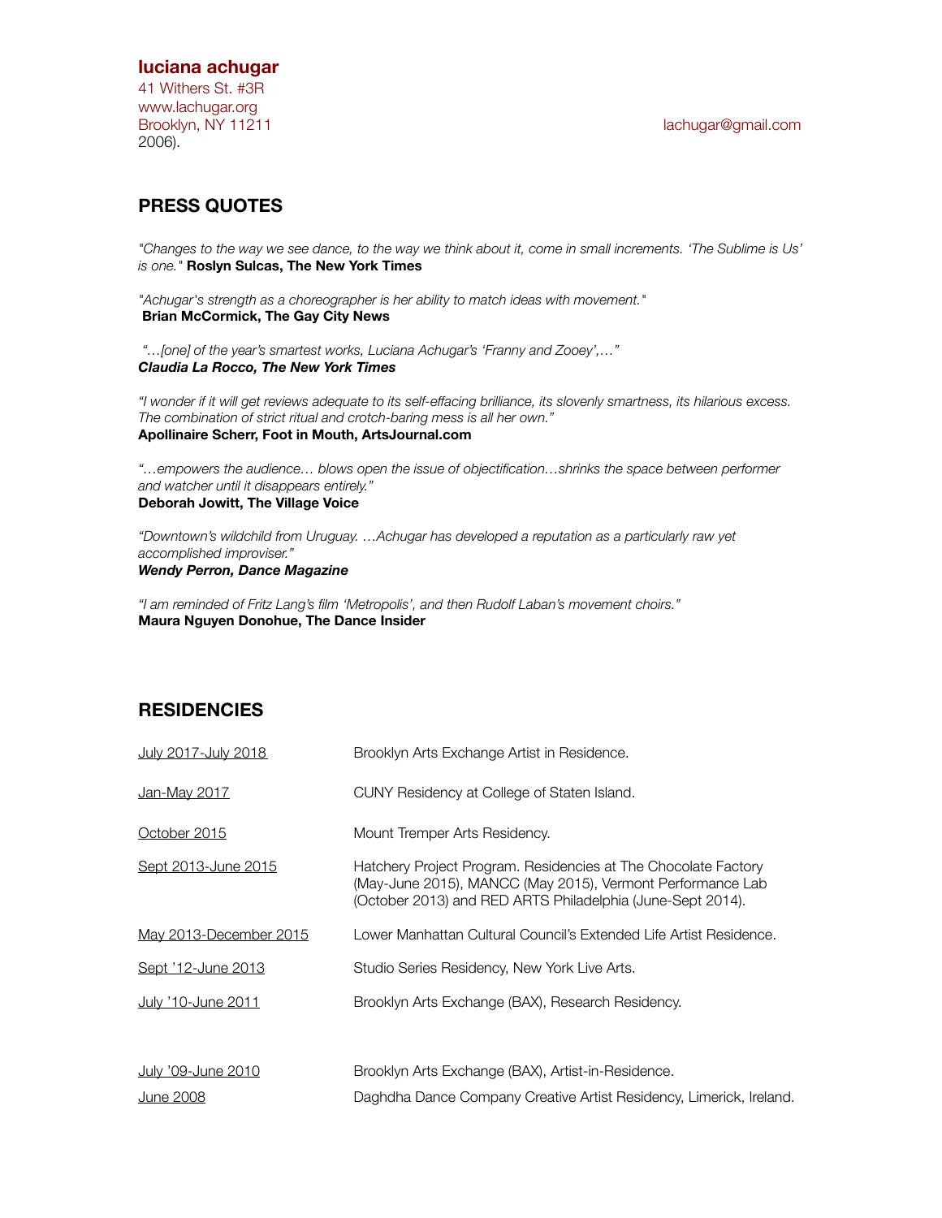**luciana achugar**
41 Withers St. #3R
www.lachugar.org
Brooklyn, NY 11211
2006).

lachugar@gmail.com

## PRESS QUOTES

*"Changes to the way we see dance, to the way we think about it, come in small increments. 'The Sublime is Us' is one."* **Roslyn Sulcas, The New York Times**

*"Achugar's strength as a choreographer is her ability to match ideas with movement."*
**Brian McCormick, The Gay City News**

*"…[one] of the year's smartest works, Luciana Achugar's 'Franny and Zooey',…"*
***Claudia La Rocco, The New York Times***

*"I wonder if it will get reviews adequate to its self-effacing brilliance, its slovenly smartness, its hilarious excess. The combination of strict ritual and crotch-baring mess is all her own."*
**Apollinaire Scherr, Foot in Mouth, ArtsJournal.com**

*"…empowers the audience… blows open the issue of objectification…shrinks the space between performer and watcher until it disappears entirely."*
**Deborah Jowitt, The Village Voice**

*"Downtown's wildchild from Uruguay. …Achugar has developed a reputation as a particularly raw yet accomplished improviser."*
***Wendy Perron, Dance Magazine***

*"I am reminded of Fritz Lang's film 'Metropolis', and then Rudolf Laban's movement choirs."*
**Maura Nguyen Donohue, The Dance Insider**

## RESIDENCIES

| | |
|---|---|
| July 2017-July 2018 | Brooklyn Arts Exchange Artist in Residence. |
| Jan-May 2017 | CUNY Residency at College of Staten Island. |
| October 2015 | Mount Tremper Arts Residency. |
| Sept 2013-June 2015 | Hatchery Project Program. Residencies at The Chocolate Factory (May-June 2015), MANCC (May 2015), Vermont Performance Lab (October 2013) and RED ARTS Philadelphia (June-Sept 2014). |
| May 2013-December 2015 | Lower Manhattan Cultural Council's Extended Life Artist Residence. |
| Sept '12-June 2013 | Studio Series Residency, New York Live Arts. |
| July '10-June 2011 | Brooklyn Arts Exchange (BAX), Research Residency. |
| July '09-June 2010 | Brooklyn Arts Exchange (BAX), Artist-in-Residence. |
| June 2008 | Daghdha Dance Company Creative Artist Residency, Limerick, Ireland. |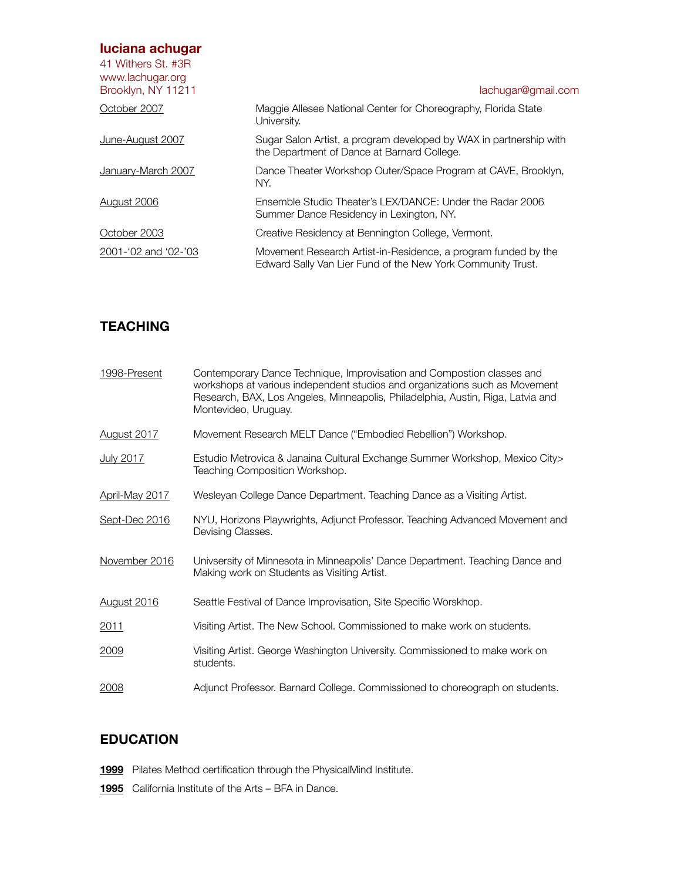**luciana achugar**
41 Withers St. #3R
www.lachugar.org
Brooklyn, NY 11211

lachugar@gmail.com

| | |
|---|---|
| October 2007 | Maggie Allesee National Center for Choreography, Florida State University. |
| June-August 2007 | Sugar Salon Artist, a program developed by WAX in partnership with the Department of Dance at Barnard College. |
| January-March 2007 | Dance Theater Workshop Outer/Space Program at CAVE, Brooklyn, NY. |
| August 2006 | Ensemble Studio Theater's LEX/DANCE: Under the Radar 2006 Summer Dance Residency in Lexington, NY. |
| October 2003 | Creative Residency at Bennington College, Vermont. |
| 2001-'02 and '02-'03 | Movement Research Artist-in-Residence, a program funded by the Edward Sally Van Lier Fund of the New York Community Trust. |

## TEACHING

| | |
|---|---|
| 1998-Present | Contemporary Dance Technique, Improvisation and Compostion classes and workshops at various independent studios and organizations such as Movement Research, BAX, Los Angeles, Minneapolis, Philadelphia, Austin, Riga, Latvia and Montevideo, Uruguay. |
| August 2017 | Movement Research MELT Dance ("Embodied Rebellion") Workshop. |
| July 2017 | Estudio Metrovica & Janaina Cultural Exchange Summer Workshop, Mexico City> Teaching Composition Workshop. |
| April-May 2017 | Wesleyan College Dance Department. Teaching Dance as a Visiting Artist. |
| Sept-Dec 2016 | NYU, Horizons Playwrights, Adjunct Professor. Teaching Advanced Movement and Devising Classes. |
| November 2016 | Univsersity of Minnesota in Minneapolis' Dance Department. Teaching Dance and Making work on Students as Visiting Artist. |
| August 2016 | Seattle Festival of Dance Improvisation, Site Specific Worskhop. |
| 2011 | Visiting Artist. The New School. Commissioned to make work on students. |
| 2009 | Visiting Artist. George Washington University. Commissioned to make work on students. |
| 2008 | Adjunct Professor. Barnard College. Commissioned to choreograph on students. |

## EDUCATION

**1999** Pilates Method certification through the PhysicalMind Institute.

**1995** California Institute of the Arts – BFA in Dance.